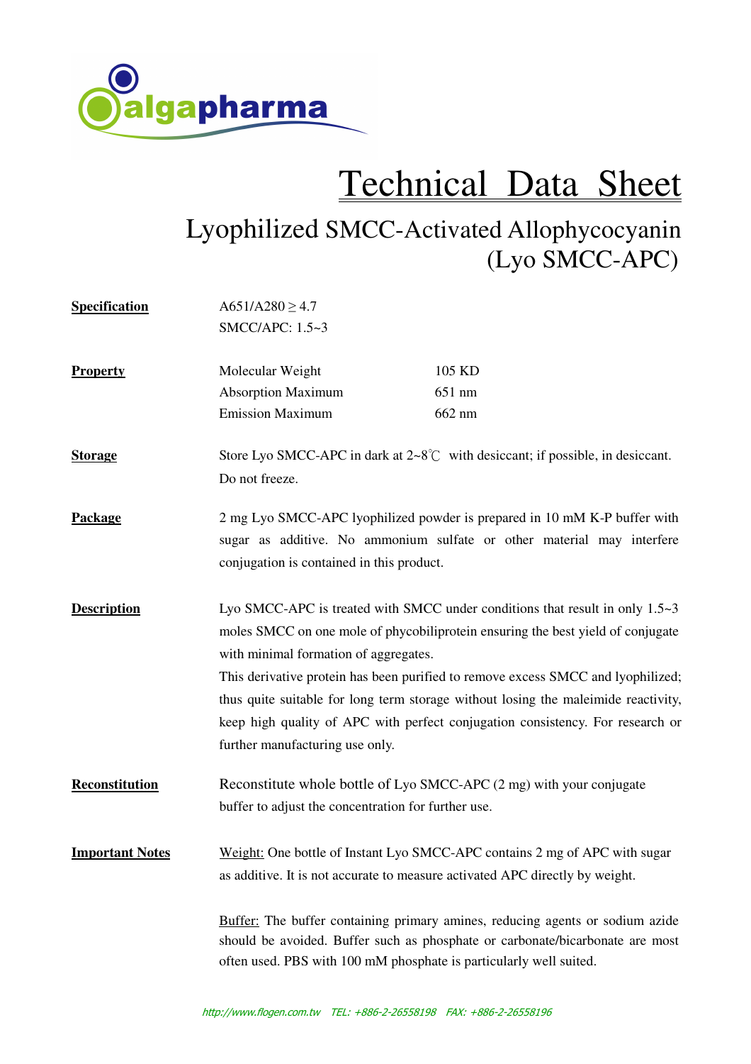algapharma

# Technical Data Sheet

## Lyophilized SMCC-Activated Allophycocyanin (Lyo SMCC-APC)

**Specification**

A651/A280 ≥ 4.7

SMCC/APC: 1.5~3

**Property**

| | |
|---|---|
| Molecular Weight | 105 KD |
| Absorption Maximum | 651 nm |
| Emission Maximum | 662 nm |

**Storage**

Store Lyo SMCC-APC in dark at 2~8℃ with desiccant; if possible, in desiccant. Do not freeze.

**Package**

2 mg Lyo SMCC-APC lyophilized powder is prepared in 10 mM K-P buffer with sugar as additive. No ammonium sulfate or other material may interfere conjugation is contained in this product.

**Description**

Lyo SMCC-APC is treated with SMCC under conditions that result in only 1.5~3 moles SMCC on one mole of phycobiliprotein ensuring the best yield of conjugate with minimal formation of aggregates.

This derivative protein has been purified to remove excess SMCC and lyophilized; thus quite suitable for long term storage without losing the maleimide reactivity, keep high quality of APC with perfect conjugation consistency. For research or further manufacturing use only.

**Reconstitution**

Reconstitute whole bottle of Lyo SMCC-APC (2 mg) with your conjugate buffer to adjust the concentration for further use.

**Important Notes**

Weight: One bottle of Instant Lyo SMCC-APC contains 2 mg of APC with sugar as additive. It is not accurate to measure activated APC directly by weight.

Buffer: The buffer containing primary amines, reducing agents or sodium azide should be avoided. Buffer such as phosphate or carbonate/bicarbonate are most often used. PBS with 100 mM phosphate is particularly well suited.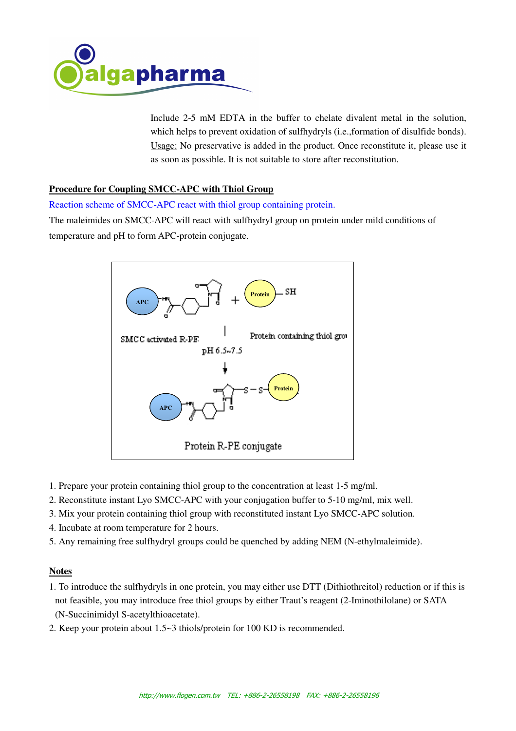Include 2-5 mM EDTA in the buffer to chelate divalent metal in the solution, which helps to prevent oxidation of sulfhydryls (i.e.,formation of disulfide bonds). Usage: No preservative is added in the product. Once reconstitute it, please use it as soon as possible. It is not suitable to store after reconstitution.

**Procedure for Coupling SMCC-APC with Thiol Group**

Reaction scheme of SMCC-APC react with thiol group containing protein.

The maleimides on SMCC-APC will react with sulfhydryl group on protein under mild conditions of temperature and pH to form APC-protein conjugate.

APC

Protein

SH

SMCC activated R-PE

Protein containing thiol gro

pH 6.5~7.5

APC

Protein

Protein R-PE conjugate

1. Prepare your protein containing thiol group to the concentration at least 1-5 mg/ml.
2. Reconstitute instant Lyo SMCC-APC with your conjugation buffer to 5-10 mg/ml, mix well.
3. Mix your protein containing thiol group with reconstituted instant Lyo SMCC-APC solution.
4. Incubate at room temperature for 2 hours.
5. Any remaining free sulfhydryl groups could be quenched by adding NEM (N-ethylmaleimide).

**Notes**

1. To introduce the sulfhydryls in one protein, you may either use DTT (Dithiothreitol) reduction or if this is not feasible, you may introduce free thiol groups by either Traut's reagent (2-Iminothilolane) or SATA (N-Succinimidyl S-acetylthioacetate).
2. Keep your protein about 1.5~3 thiols/protein for 100 KD is recommended.